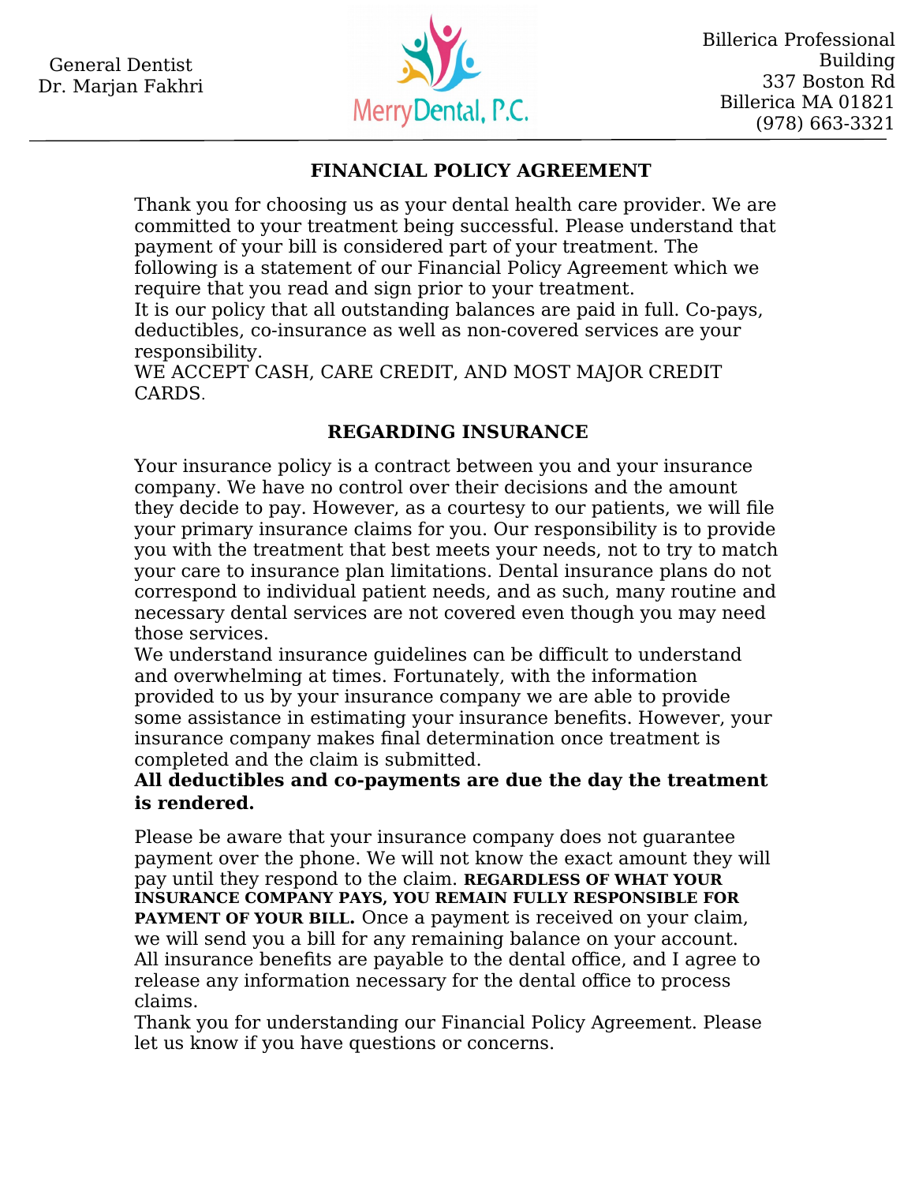General Dentist
Dr. Marjan Fakhri

MerryDental, P.C.

Billerica Professional Building
337 Boston Rd
Billerica MA 01821
(978) 663-3321

## FINANCIAL POLICY AGREEMENT

Thank you for choosing us as your dental health care provider. We are committed to your treatment being successful. Please understand that payment of your bill is considered part of your treatment. The following is a statement of our Financial Policy Agreement which we require that you read and sign prior to your treatment.

It is our policy that all outstanding balances are paid in full. Co-pays, deductibles, co-insurance as well as non-covered services are your responsibility.

WE ACCEPT CASH, CARE CREDIT, AND MOST MAJOR CREDIT CARDS.

## REGARDING INSURANCE

Your insurance policy is a contract between you and your insurance company. We have no control over their decisions and the amount they decide to pay. However, as a courtesy to our patients, we will file your primary insurance claims for you. Our responsibility is to provide you with the treatment that best meets your needs, not to try to match your care to insurance plan limitations. Dental insurance plans do not correspond to individual patient needs, and as such, many routine and necessary dental services are not covered even though you may need those services.

We understand insurance guidelines can be difficult to understand and overwhelming at times. Fortunately, with the information provided to us by your insurance company we are able to provide some assistance in estimating your insurance benefits. However, your insurance company makes final determination once treatment is completed and the claim is submitted.

**All deductibles and co-payments are due the day the treatment is rendered.**

Please be aware that your insurance company does not guarantee payment over the phone. We will not know the exact amount they will pay until they respond to the claim. **REGARDLESS OF WHAT YOUR INSURANCE COMPANY PAYS, YOU REMAIN FULLY RESPONSIBLE FOR PAYMENT OF YOUR BILL.** Once a payment is received on your claim, we will send you a bill for any remaining balance on your account. All insurance benefits are payable to the dental office, and I agree to release any information necessary for the dental office to process claims.

Thank you for understanding our Financial Policy Agreement. Please let us know if you have questions or concerns.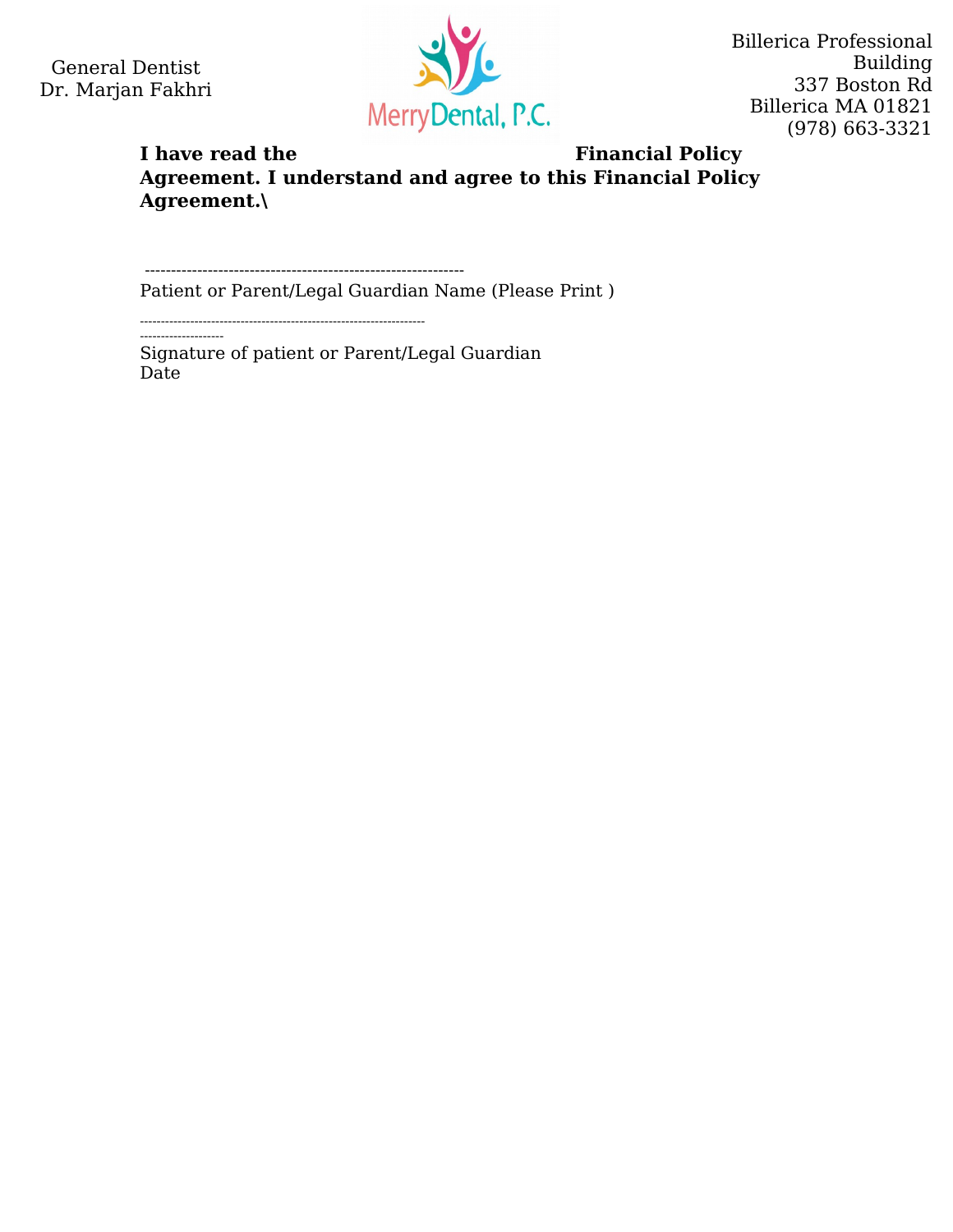General Dentist
Dr. Marjan Fakhri

MerryDental, P.C.

Billerica Professional Building
337 Boston Rd
Billerica MA 01821
(978) 663-3321

**I have read the Financial Policy Agreement. I understand and agree to this Financial Policy Agreement.\**

---------------------------------------------------------------

Patient or Parent/Legal Guardian Name (Please Print )

---------------------------------------------------------------------------------------

Signature of patient or Parent/Legal Guardian

Date